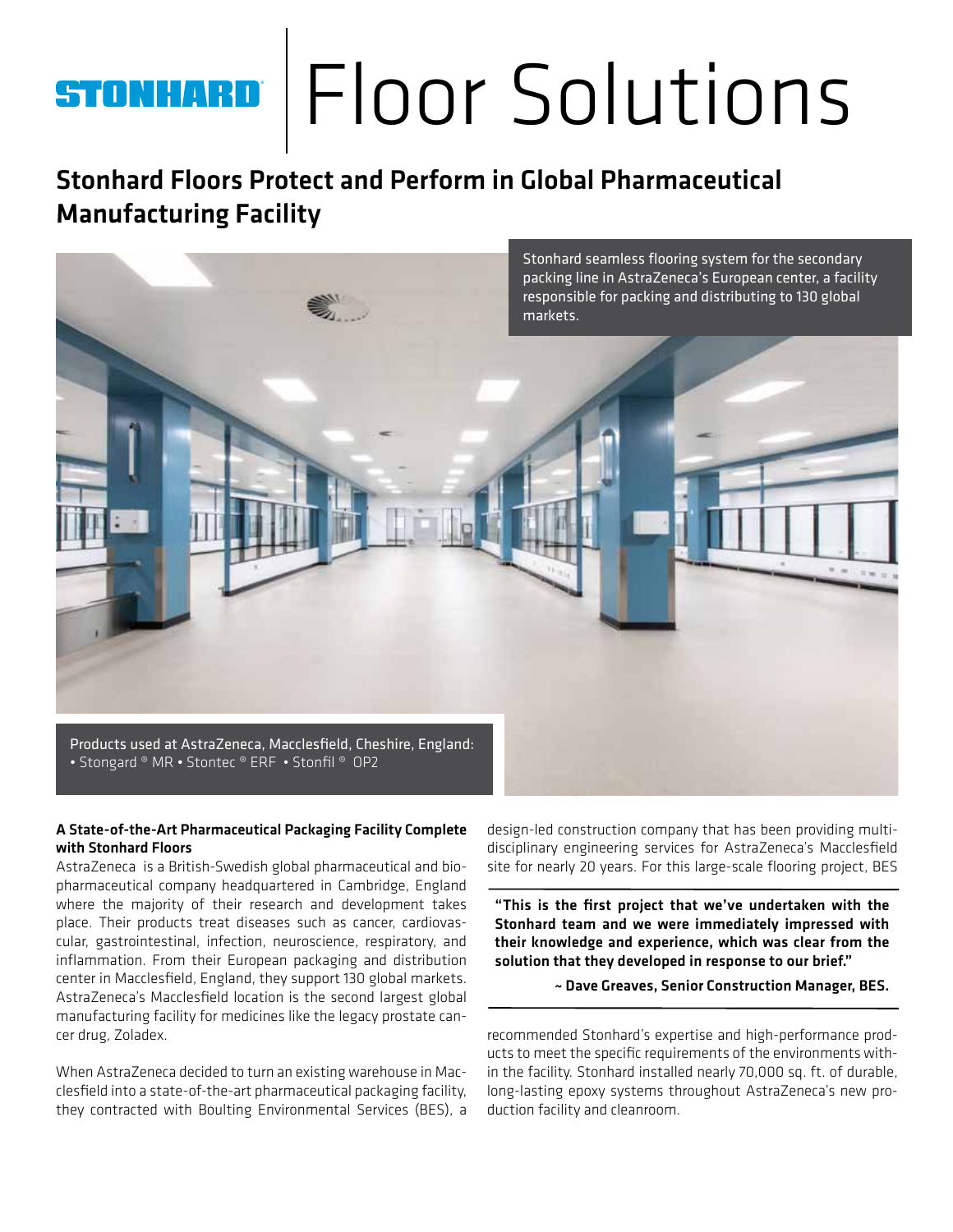# STONHARD Floor Solutions

## Stonhard Floors Protect and Perform in Global Pharmaceutical Manufacturing Facility

Stonhard seamless flooring system for the secondary packing line in AstraZeneca's European center, a facility responsible for packing and distributing to 130 global markets.

Products used at AstraZeneca, Macclesfield, Cheshire, England:
• Stongard ® MR • Stontec ® ERF • Stonfil ® OP2

### A State-of-the-Art Pharmaceutical Packaging Facility Complete with Stonhard Floors

AstraZeneca is a British-Swedish global pharmaceutical and biopharmaceutical company headquartered in Cambridge, England where the majority of their research and development takes place. Their products treat diseases such as cancer, cardiovascular, gastrointestinal, infection, neuroscience, respiratory, and inflammation. From their European packaging and distribution center in Macclesfield, England, they support 130 global markets. AstraZeneca's Macclesfield location is the second largest global manufacturing facility for medicines like the legacy prostate cancer drug, Zoladex.

When AstraZeneca decided to turn an existing warehouse in Macclesfield into a state-of-the-art pharmaceutical packaging facility, they contracted with Boulting Environmental Services (BES), a design-led construction company that has been providing multi-disciplinary engineering services for AstraZeneca's Macclesfield site for nearly 20 years. For this large-scale flooring project, BES recommended Stonhard's expertise and high-performance products to meet the specific requirements of the environments within the facility. Stonhard installed nearly 70,000 sq. ft. of durable, long-lasting epoxy systems throughout AstraZeneca's new production facility and cleanroom.

> **"This is the first project that we've undertaken with the Stonhard team and we were immediately impressed with their knowledge and experience, which was clear from the solution that they developed in response to our brief."**
>
> **~ Dave Greaves, Senior Construction Manager, BES.**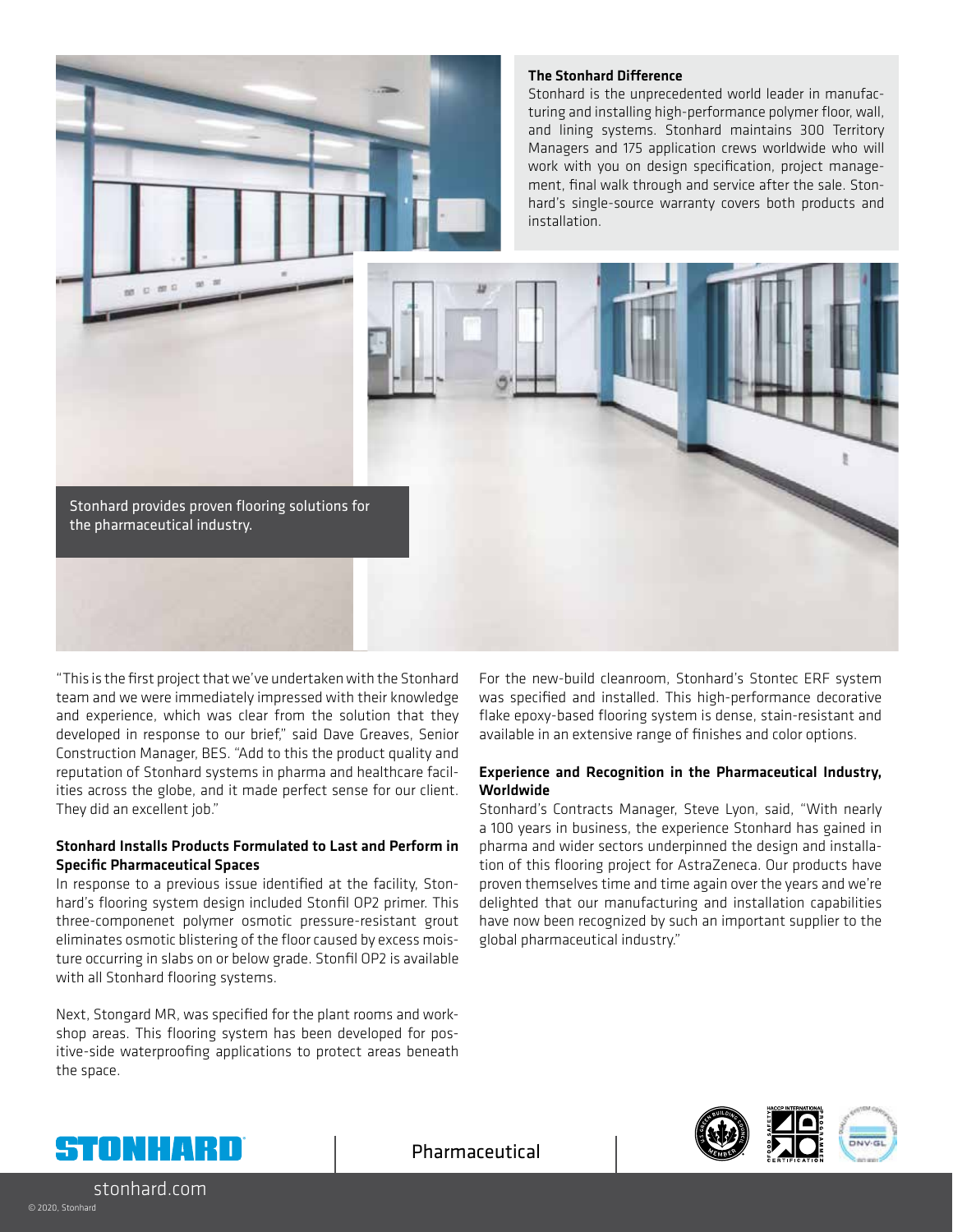### The Stonhard Difference

Stonhard is the unprecedented world leader in manufacturing and installing high-performance polymer floor, wall, and lining systems. Stonhard maintains 300 Territory Managers and 175 application crews worldwide who will work with you on design specification, project management, final walk through and service after the sale. Stonhard's single-source warranty covers both products and installation.

Stonhard provides proven flooring solutions for the pharmaceutical industry.

"This is the first project that we've undertaken with the Stonhard team and we were immediately impressed with their knowledge and experience, which was clear from the solution that they developed in response to our brief," said Dave Greaves, Senior Construction Manager, BES. "Add to this the product quality and reputation of Stonhard systems in pharma and healthcare facilities across the globe, and it made perfect sense for our client. They did an excellent job."

### Stonhard Installs Products Formulated to Last and Perform in Specific Pharmaceutical Spaces

In response to a previous issue identified at the facility, Stonhard's flooring system design included Stonfil OP2 primer. This three-componenet polymer osmotic pressure-resistant grout eliminates osmotic blistering of the floor caused by excess moisture occurring in slabs on or below grade. Stonfil OP2 is available with all Stonhard flooring systems.

Next, Stongard MR, was specified for the plant rooms and workshop areas. This flooring system has been developed for positive-side waterproofing applications to protect areas beneath the space.

For the new-build cleanroom, Stonhard's Stontec ERF system was specified and installed. This high-performance decorative flake epoxy-based flooring system is dense, stain-resistant and available in an extensive range of finishes and color options.

### Experience and Recognition in the Pharmaceutical Industry, Worldwide

Stonhard's Contracts Manager, Steve Lyon, said, "With nearly a 100 years in business, the experience Stonhard has gained in pharma and wider sectors underpinned the design and installation of this flooring project for AstraZeneca. Our products have proven themselves time and time again over the years and we're delighted that our manufacturing and installation capabilities have now been recognized by such an important supplier to the global pharmaceutical industry."

STONHARD

Pharmaceutical

stonhard.com

© 2020, Stonhard